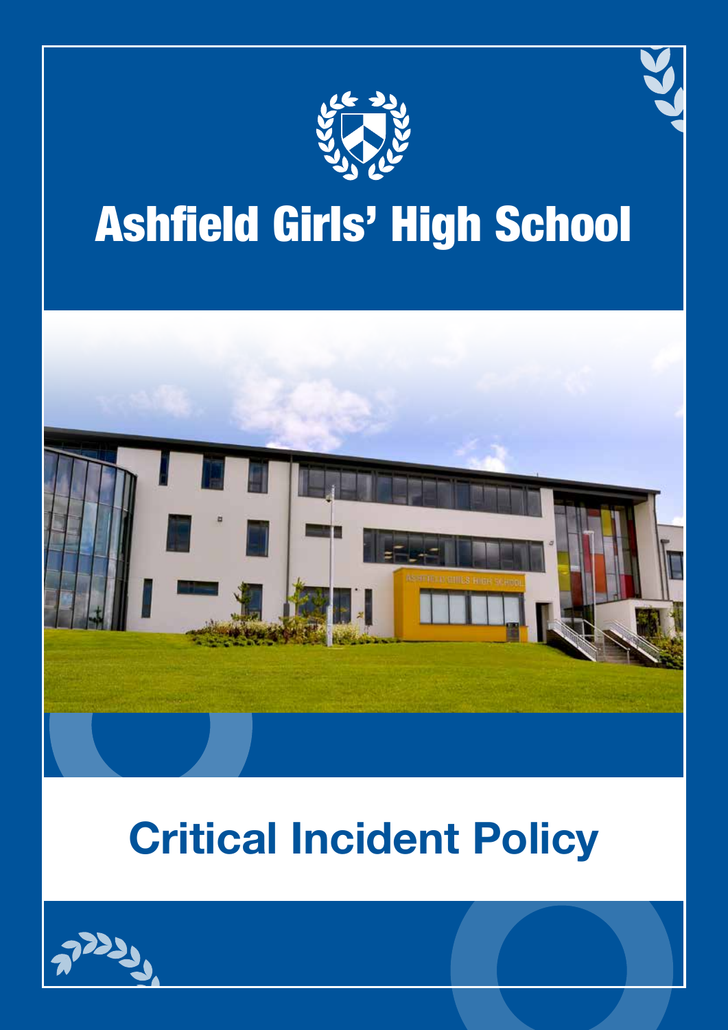# Ashfield Girls' High School

# Critical Incident Policy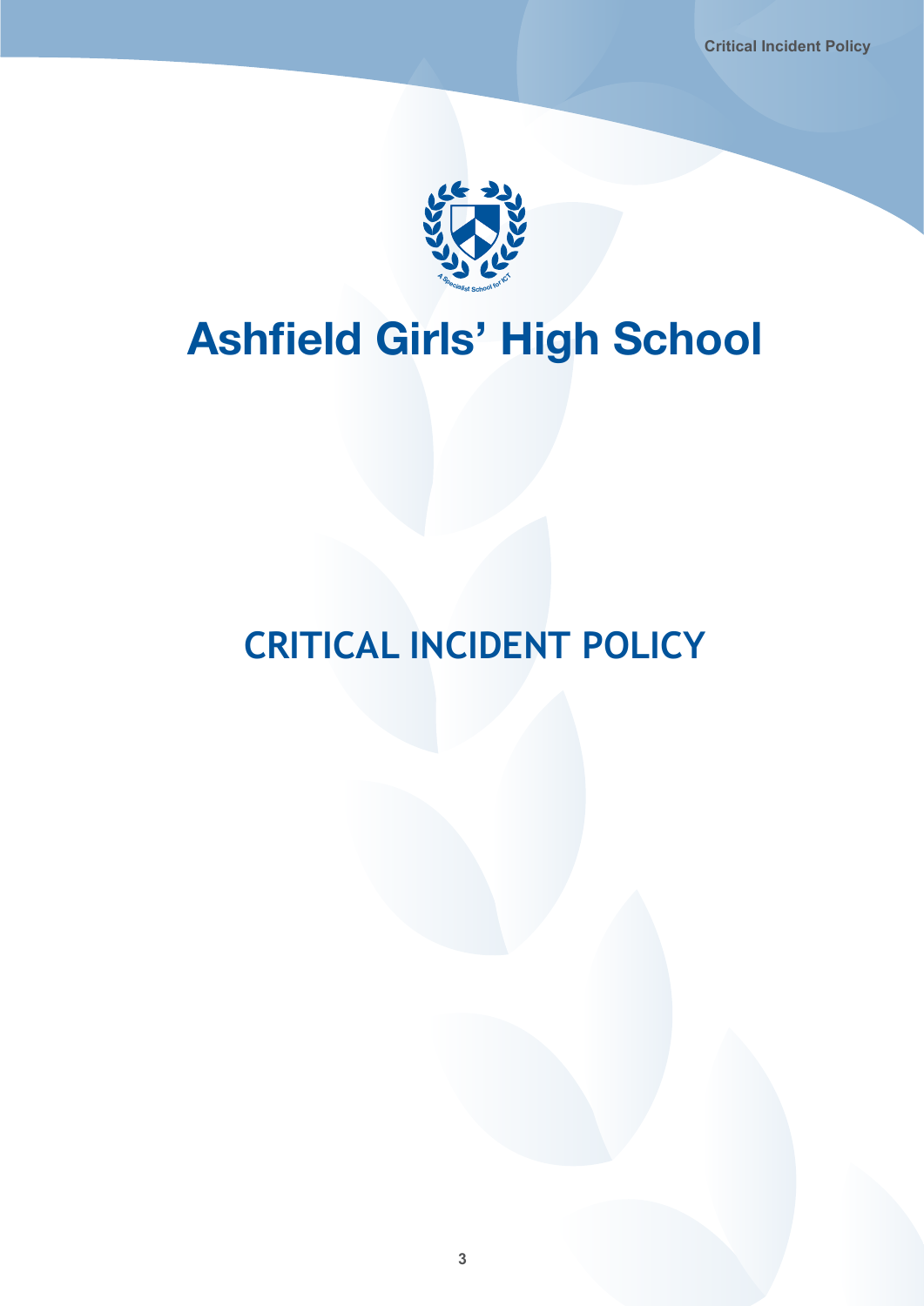# Ashfield Girls' High School

## CRITICAL INCIDENT POLICY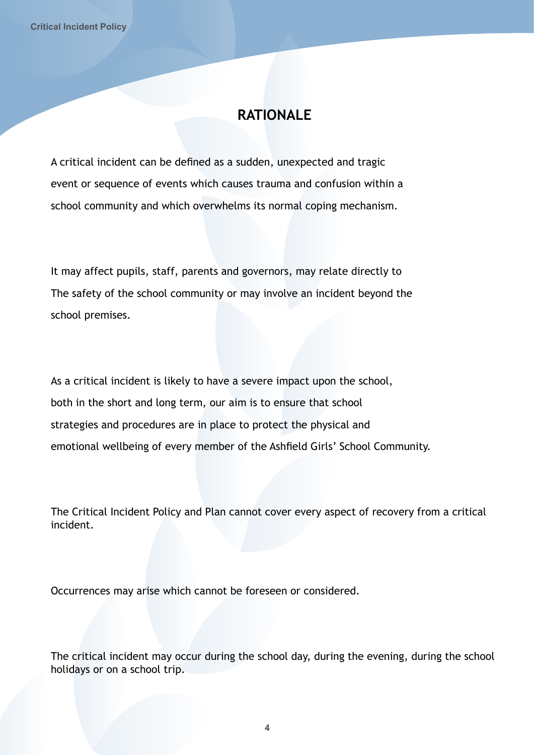## RATIONALE

A critical incident can be defined as a sudden, unexpected and tragic event or sequence of events which causes trauma and confusion within a school community and which overwhelms its normal coping mechanism.

It may affect pupils, staff, parents and governors, may relate directly to The safety of the school community or may involve an incident beyond the school premises.

As a critical incident is likely to have a severe impact upon the school, both in the short and long term, our aim is to ensure that school strategies and procedures are in place to protect the physical and emotional wellbeing of every member of the Ashfield Girls' School Community.

The Critical Incident Policy and Plan cannot cover every aspect of recovery from a critical incident.

Occurrences may arise which cannot be foreseen or considered.

The critical incident may occur during the school day, during the evening, during the school holidays or on a school trip.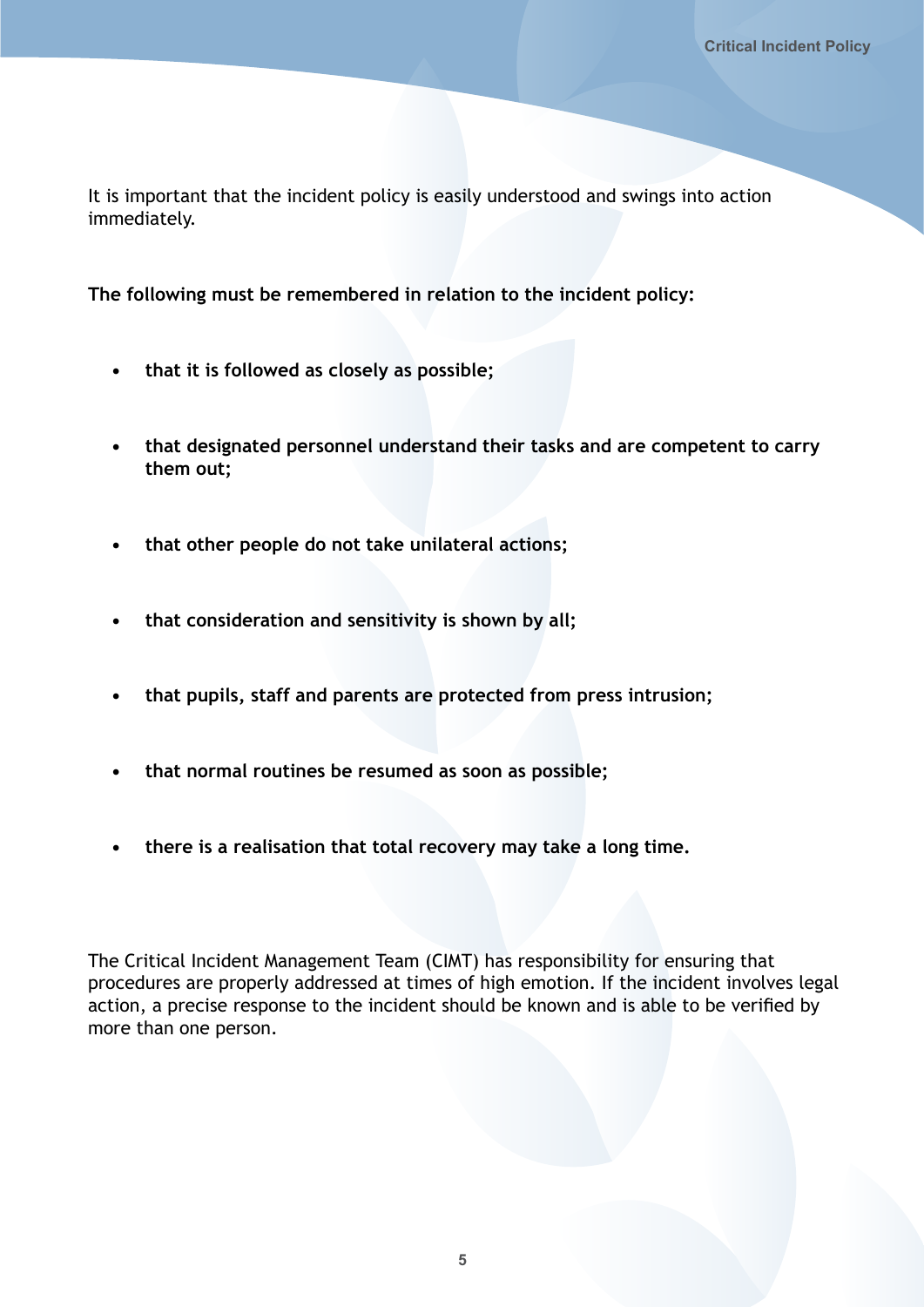It is important that the incident policy is easily understood and swings into action immediately.

**The following must be remembered in relation to the incident policy:**

- **that it is followed as closely as possible;**
- **that designated personnel understand their tasks and are competent to carry them out;**
- **that other people do not take unilateral actions;**
- **that consideration and sensitivity is shown by all;**
- **that pupils, staff and parents are protected from press intrusion;**
- **that normal routines be resumed as soon as possible;**
- **there is a realisation that total recovery may take a long time.**

The Critical Incident Management Team (CIMT) has responsibility for ensuring that procedures are properly addressed at times of high emotion. If the incident involves legal action, a precise response to the incident should be known and is able to be verified by more than one person.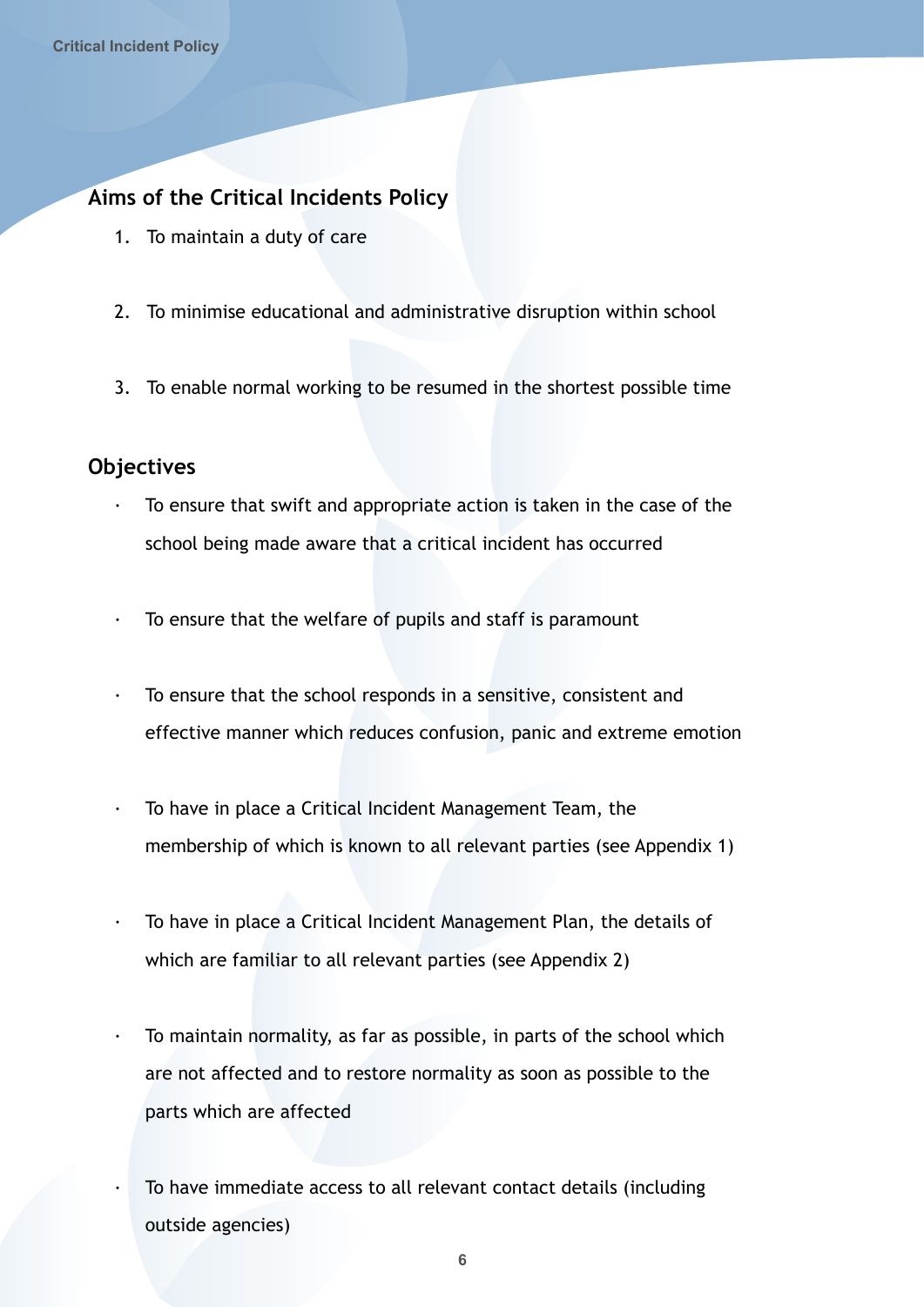## Aims of the Critical Incidents Policy

1. To maintain a duty of care
2. To minimise educational and administrative disruption within school
3. To enable normal working to be resumed in the shortest possible time

## Objectives

- To ensure that swift and appropriate action is taken in the case of the school being made aware that a critical incident has occurred
- To ensure that the welfare of pupils and staff is paramount
- To ensure that the school responds in a sensitive, consistent and effective manner which reduces confusion, panic and extreme emotion
- To have in place a Critical Incident Management Team, the membership of which is known to all relevant parties (see Appendix 1)
- To have in place a Critical Incident Management Plan, the details of which are familiar to all relevant parties (see Appendix 2)
- To maintain normality, as far as possible, in parts of the school which are not affected and to restore normality as soon as possible to the parts which are affected
- To have immediate access to all relevant contact details (including outside agencies)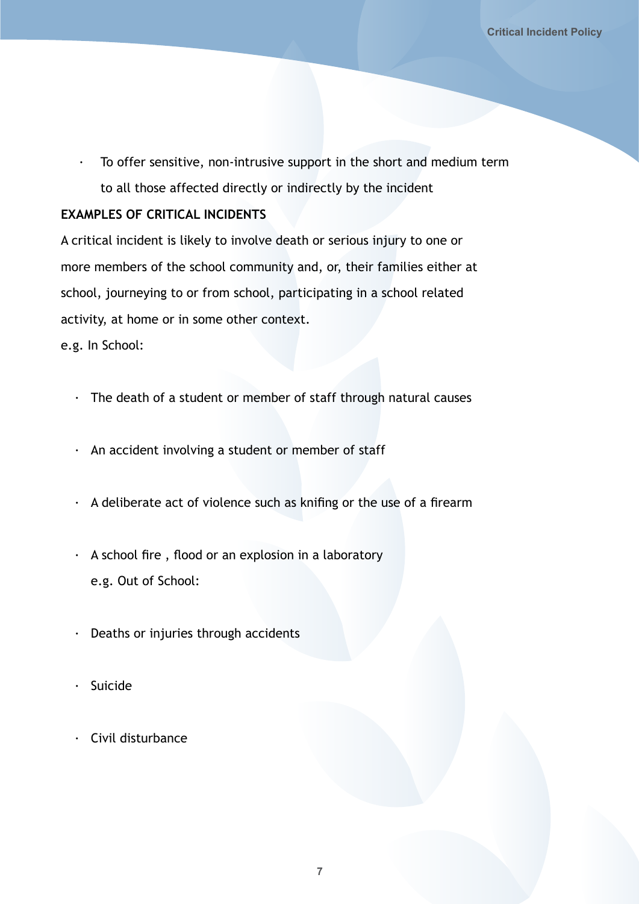- To offer sensitive, non-intrusive support in the short and medium term to all those affected directly or indirectly by the incident

**EXAMPLES OF CRITICAL INCIDENTS**

A critical incident is likely to involve death or serious injury to one or more members of the school community and, or, their families either at school, journeying to or from school, participating in a school related activity, at home or in some other context.

e.g. In School:

- The death of a student or member of staff through natural causes
- An accident involving a student or member of staff
- A deliberate act of violence such as knifing or the use of a firearm
- A school fire , flood or an explosion in a laboratory

e.g. Out of School:

- Deaths or injuries through accidents
- Suicide
- Civil disturbance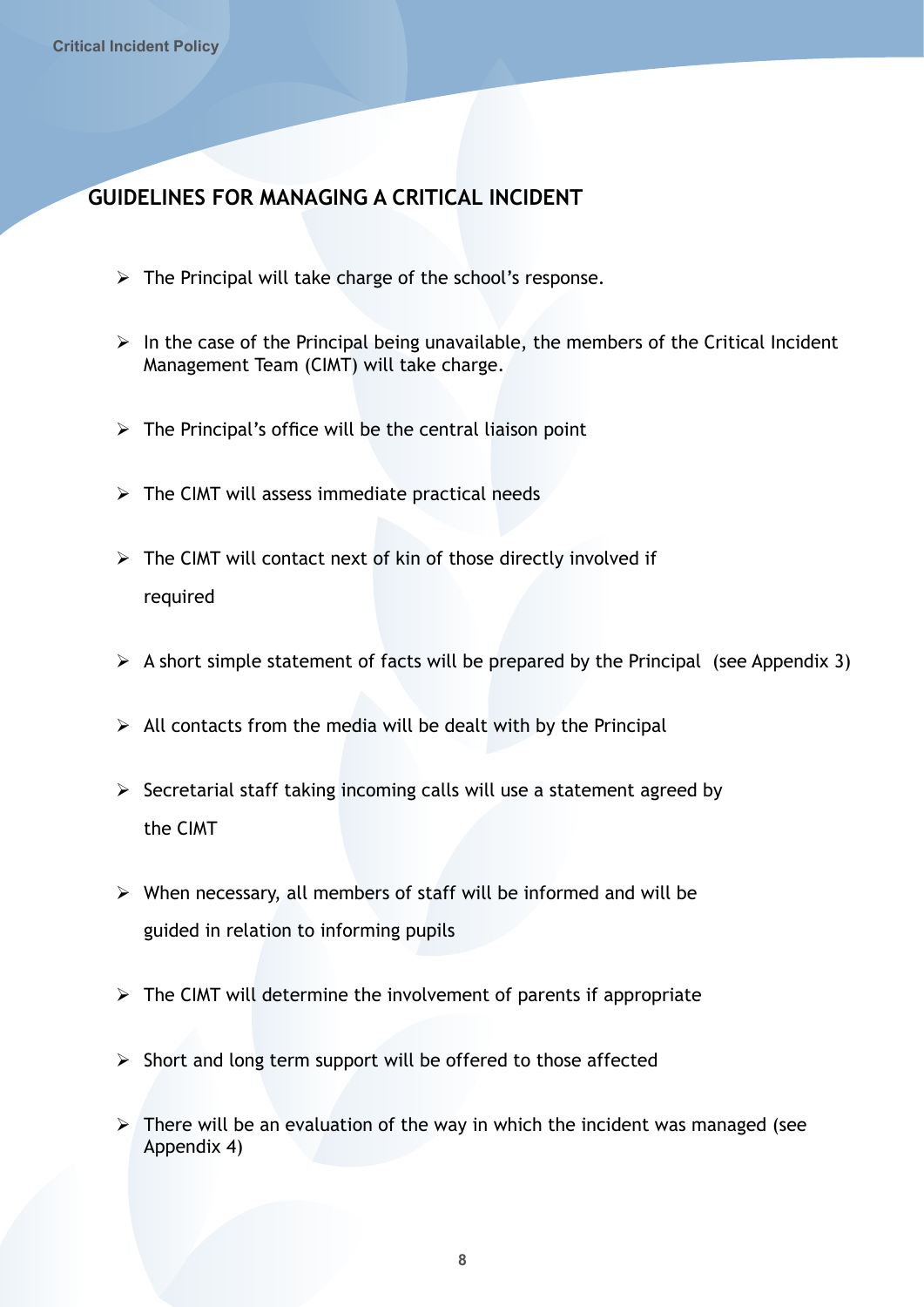## GUIDELINES FOR MANAGING A CRITICAL INCIDENT

- The Principal will take charge of the school's response.
- In the case of the Principal being unavailable, the members of the Critical Incident Management Team (CIMT) will take charge.
- The Principal's office will be the central liaison point
- The CIMT will assess immediate practical needs
- The CIMT will contact next of kin of those directly involved if required
- A short simple statement of facts will be prepared by the Principal (see Appendix 3)
- All contacts from the media will be dealt with by the Principal
- Secretarial staff taking incoming calls will use a statement agreed by the CIMT
- When necessary, all members of staff will be informed and will be guided in relation to informing pupils
- The CIMT will determine the involvement of parents if appropriate
- Short and long term support will be offered to those affected
- There will be an evaluation of the way in which the incident was managed (see Appendix 4)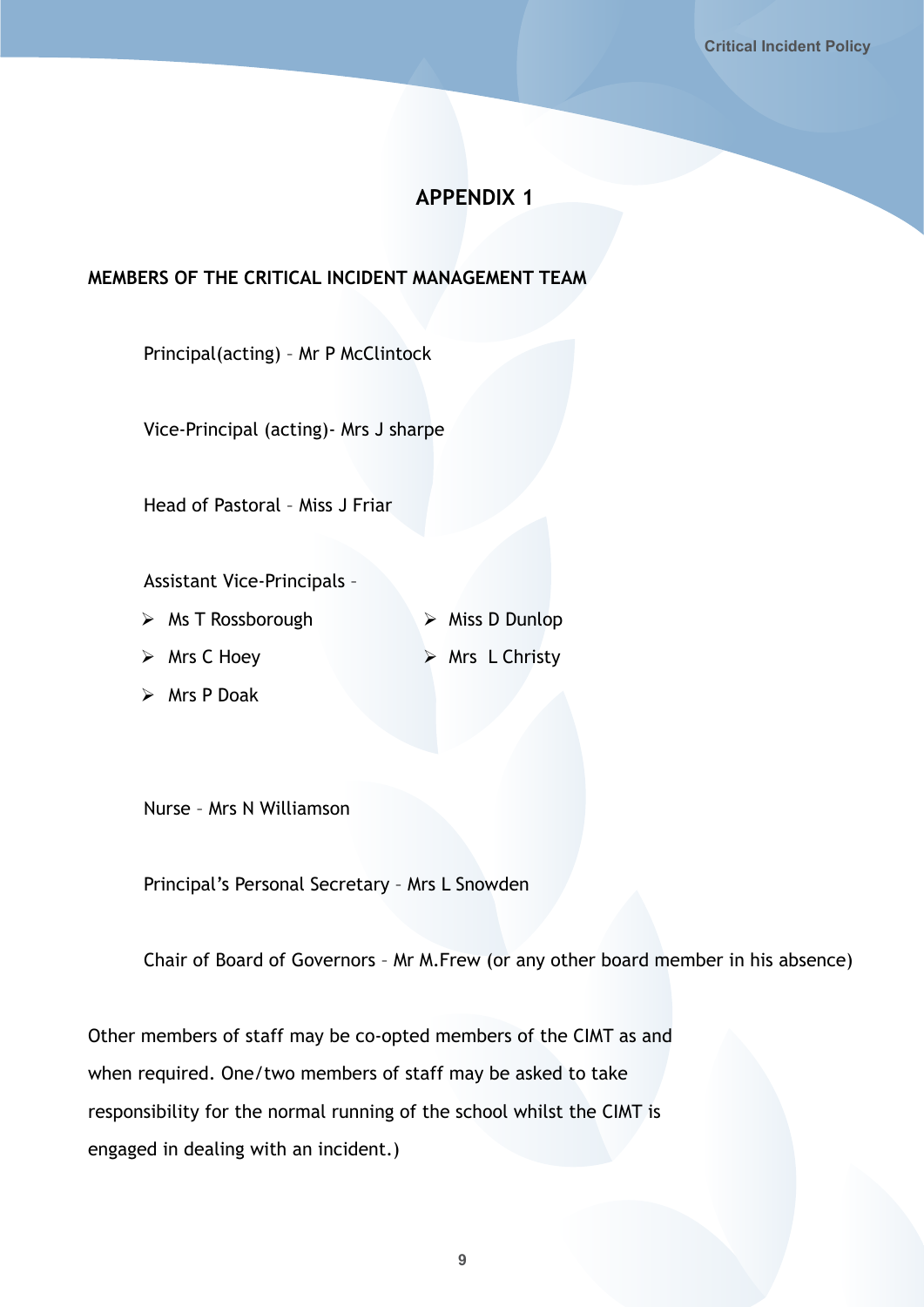## APPENDIX 1

**MEMBERS OF THE CRITICAL INCIDENT MANAGEMENT TEAM**

Principal(acting) – Mr P McClintock

Vice-Principal (acting)- Mrs J sharpe

Head of Pastoral – Miss J Friar

Assistant Vice-Principals –

- Ms T Rossborough
- Mrs C Hoey
- Mrs P Doak
- Miss D Dunlop
- Mrs L Christy

Nurse – Mrs N Williamson

Principal's Personal Secretary – Mrs L Snowden

Chair of Board of Governors – Mr M.Frew (or any other board member in his absence)

Other members of staff may be co-opted members of the CIMT as and when required. One/two members of staff may be asked to take responsibility for the normal running of the school whilst the CIMT is engaged in dealing with an incident.)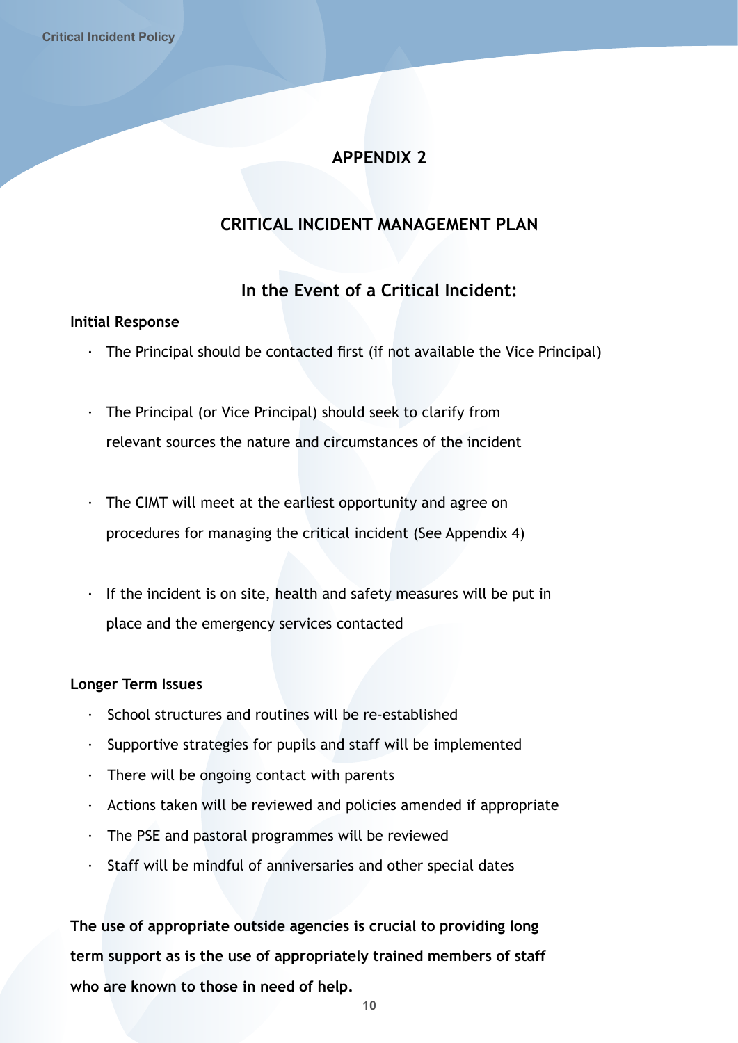# APPENDIX 2

## CRITICAL INCIDENT MANAGEMENT PLAN

### In the Event of a Critical Incident:

**Initial Response**

- The Principal should be contacted first (if not available the Vice Principal)
- The Principal (or Vice Principal) should seek to clarify from relevant sources the nature and circumstances of the incident
- The CIMT will meet at the earliest opportunity and agree on procedures for managing the critical incident (See Appendix 4)
- If the incident is on site, health and safety measures will be put in place and the emergency services contacted

**Longer Term Issues**

- School structures and routines will be re-established
- Supportive strategies for pupils and staff will be implemented
- There will be ongoing contact with parents
- Actions taken will be reviewed and policies amended if appropriate
- The PSE and pastoral programmes will be reviewed
- Staff will be mindful of anniversaries and other special dates

**The use of appropriate outside agencies is crucial to providing long term support as is the use of appropriately trained members of staff who are known to those in need of help.**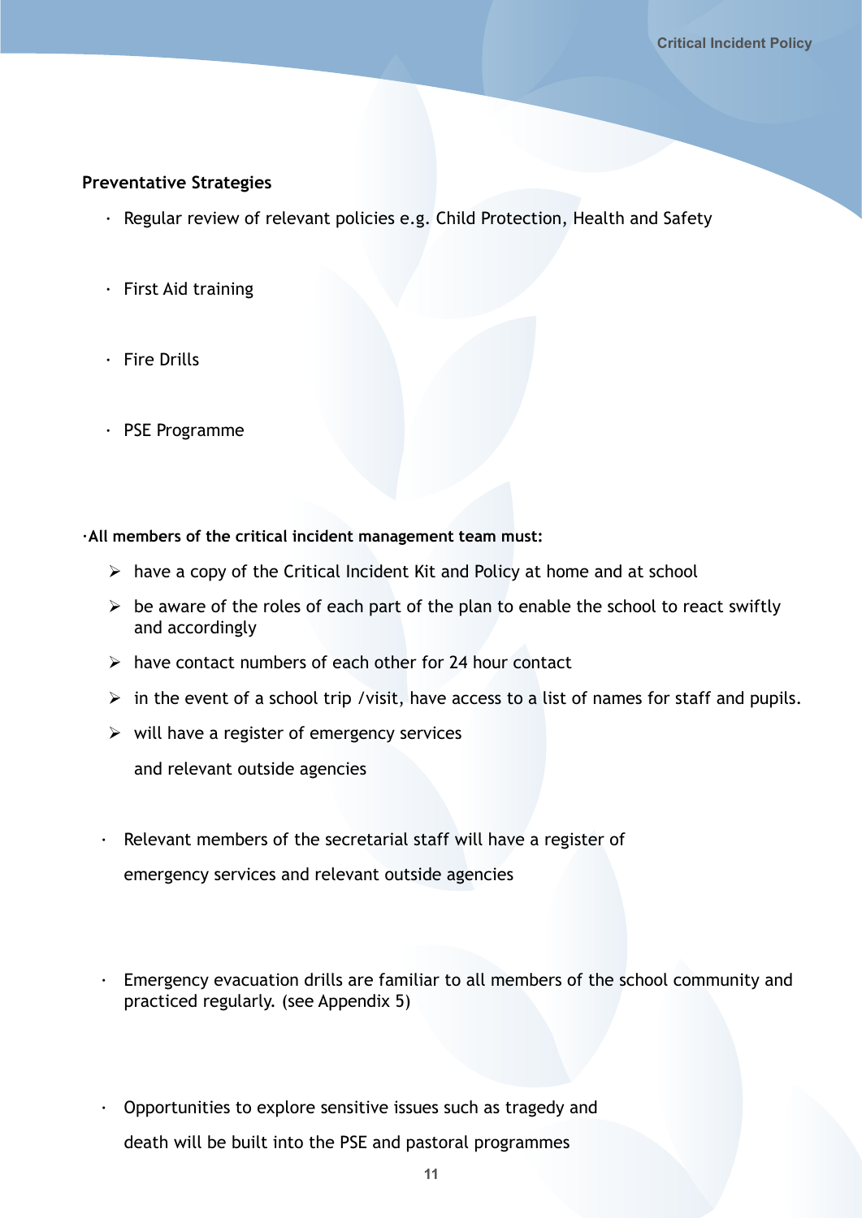**Preventative Strategies**

- Regular review of relevant policies e.g. Child Protection, Health and Safety
- First Aid training
- Fire Drills
- PSE Programme

**·All members of the critical incident management team must:**

- have a copy of the Critical Incident Kit and Policy at home and at school
- be aware of the roles of each part of the plan to enable the school to react swiftly and accordingly
- have contact numbers of each other for 24 hour contact
- in the event of a school trip /visit, have access to a list of names for staff and pupils.
- will have a register of emergency services and relevant outside agencies

- Relevant members of the secretarial staff will have a register of emergency services and relevant outside agencies

- Emergency evacuation drills are familiar to all members of the school community and practiced regularly. (see Appendix 5)

- Opportunities to explore sensitive issues such as tragedy and death will be built into the PSE and pastoral programmes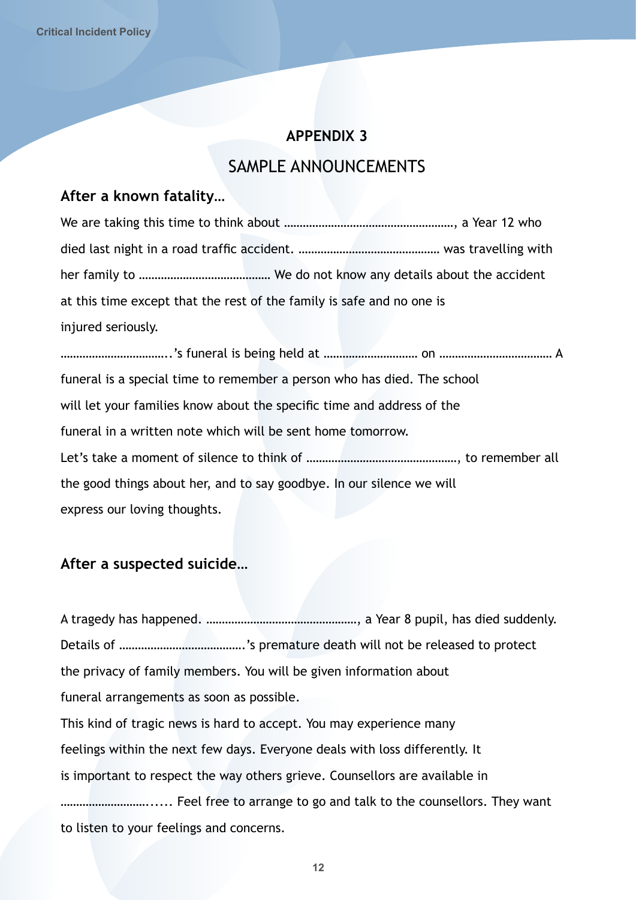## APPENDIX 3

## SAMPLE ANNOUNCEMENTS

### After a known fatality…

We are taking this time to think about ……………………………………………….., a Year 12 who died last night in a road traffic accident. …………………………………….. was travelling with her family to …………………………………. We do not know any details about the accident at this time except that the rest of the family is safe and no one is injured seriously.

…………………………..'s funeral is being held at ……………………….. on ……………………………. A funeral is a special time to remember a person who has died. The school will let your families know about the specific time and address of the funeral in a written note which will be sent home tomorrow.

Let's take a moment of silence to think of …………………………………………, to remember all the good things about her, and to say goodbye. In our silence we will express our loving thoughts.

### After a suspected suicide…

A tragedy has happened. …………………………………………, a Year 8 pupil, has died suddenly. Details of ……………………………….'s premature death will not be released to protect the privacy of family members. You will be given information about funeral arrangements as soon as possible.

This kind of tragic news is hard to accept. You may experience many feelings within the next few days. Everyone deals with loss differently. It is important to respect the way others grieve. Counsellors are available in ………………………...... Feel free to arrange to go and talk to the counsellors. They want to listen to your feelings and concerns.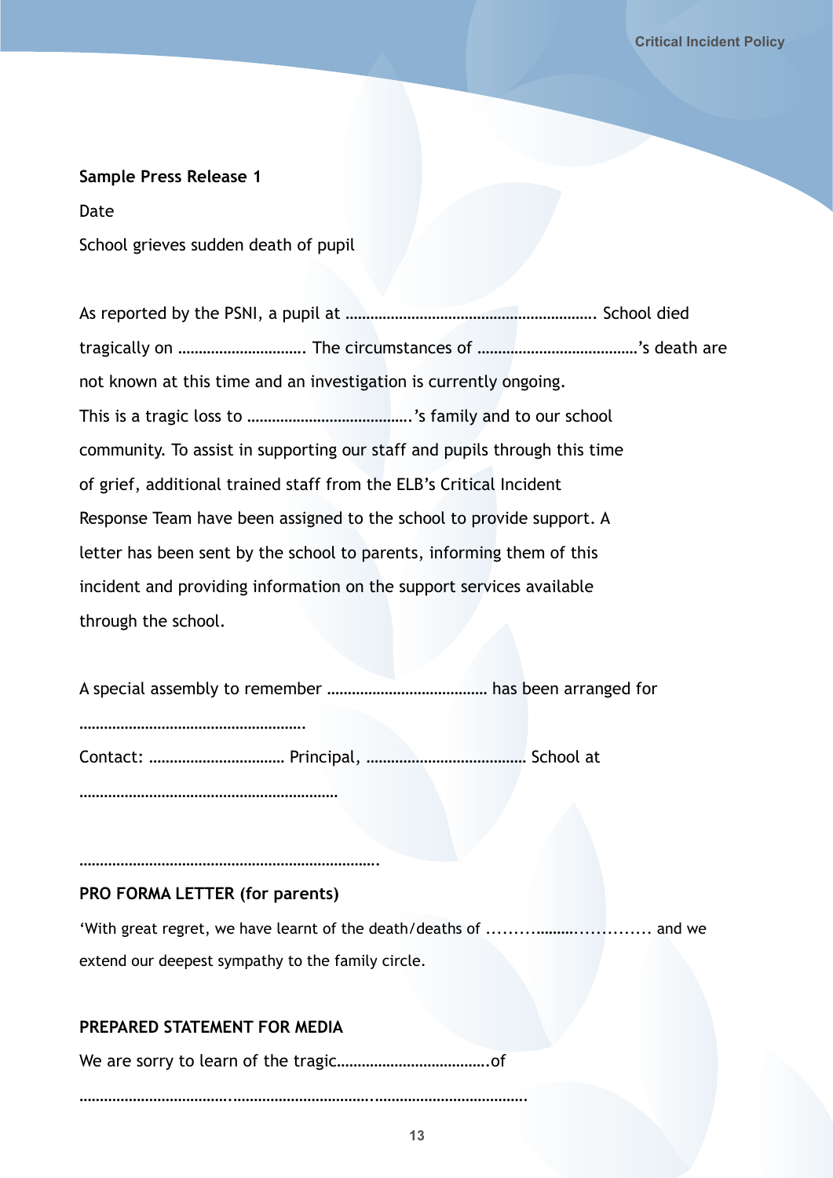**Sample Press Release 1**

Date

School grieves sudden death of pupil

As reported by the PSNI, a pupil at …………………………………………………… School died tragically on …………………………. The circumstances of …………………………………’s death are not known at this time and an investigation is currently ongoing. This is a tragic loss to ………………………………….’s family and to our school community. To assist in supporting our staff and pupils through this time of grief, additional trained staff from the ELB’s Critical Incident Response Team have been assigned to the school to provide support. A letter has been sent by the school to parents, informing them of this incident and providing information on the support services available through the school.

A special assembly to remember ………………………………… has been arranged for

……………………………………………….

Contact: …………………………… Principal, ………………………………… School at

………………………………………………………

…………………………………………………………………

**PRO FORMA LETTER (for parents)**

‘With great regret, we have learnt of the death/deaths of ……….........………….. and we extend our deepest sympathy to the family circle.

**PREPARED STATEMENT FOR MEDIA**

We are sorry to learn of the tragic……………………………….of

………………………………..……………………………….……………………………….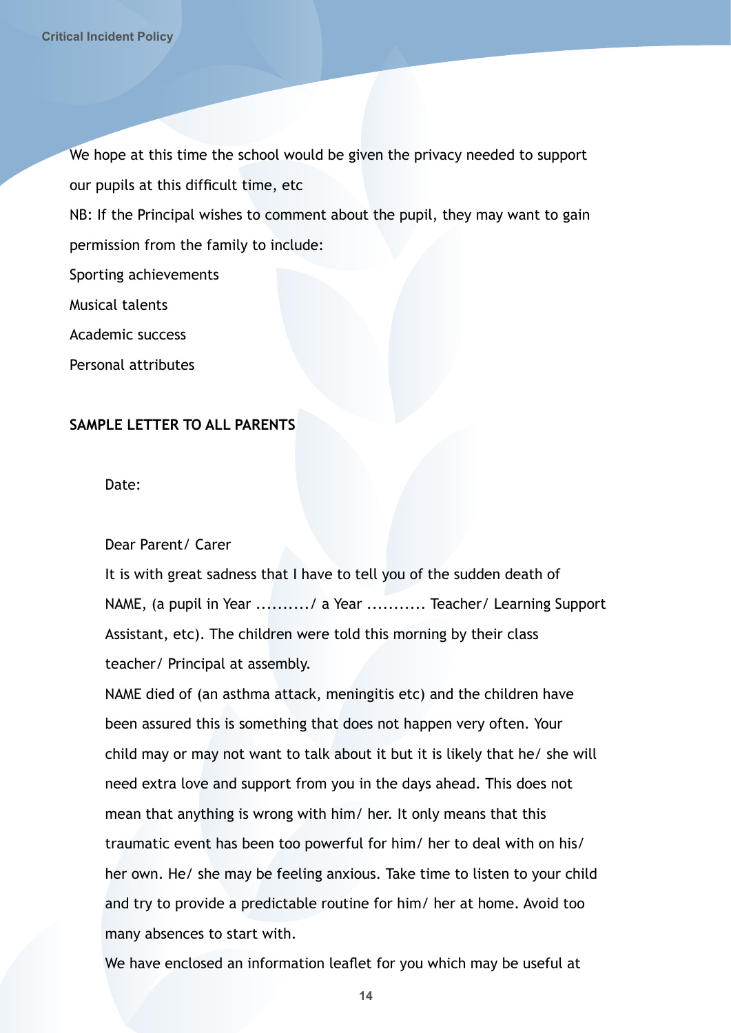We hope at this time the school would be given the privacy needed to support our pupils at this difficult time, etc

NB: If the Principal wishes to comment about the pupil, they may want to gain permission from the family to include:

Sporting achievements

Musical talents

Academic success

Personal attributes

**SAMPLE LETTER TO ALL PARENTS**

Date:

Dear Parent/ Carer

It is with great sadness that I have to tell you of the sudden death of NAME, (a pupil in Year ........../ a Year ........... Teacher/ Learning Support Assistant, etc). The children were told this morning by their class teacher/ Principal at assembly.

NAME died of (an asthma attack, meningitis etc) and the children have been assured this is something that does not happen very often. Your child may or may not want to talk about it but it is likely that he/ she will need extra love and support from you in the days ahead. This does not mean that anything is wrong with him/ her. It only means that this traumatic event has been too powerful for him/ her to deal with on his/ her own. He/ she may be feeling anxious. Take time to listen to your child and try to provide a predictable routine for him/ her at home. Avoid too many absences to start with.

We have enclosed an information leaflet for you which may be useful at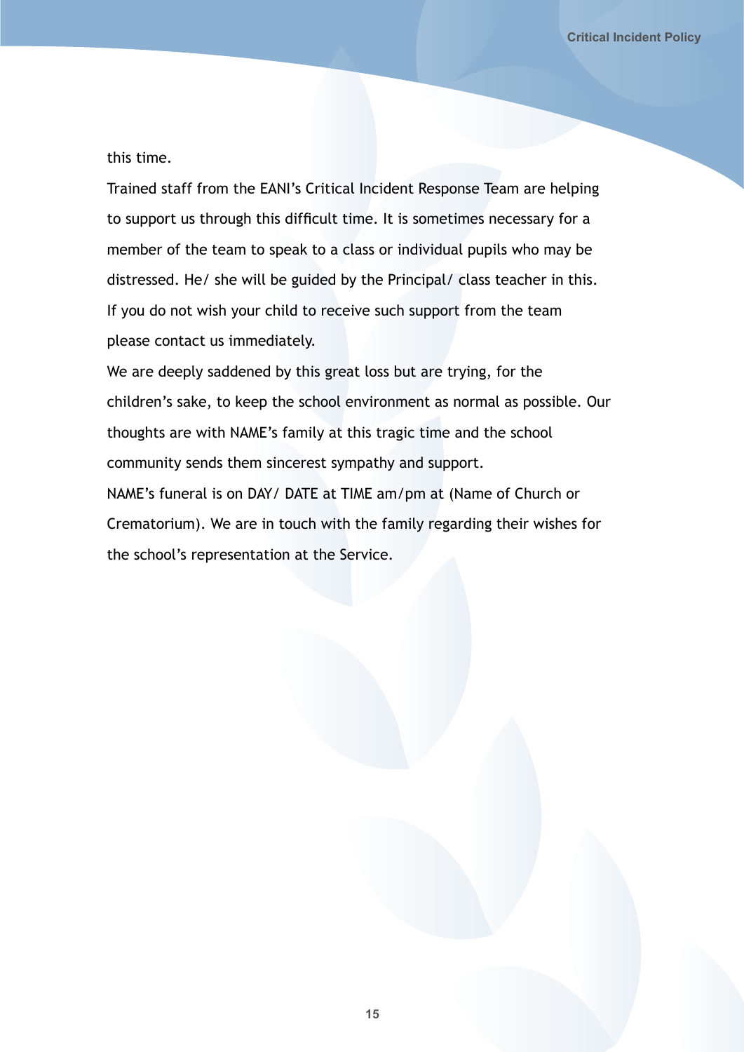this time.

Trained staff from the EANI's Critical Incident Response Team are helping to support us through this difficult time. It is sometimes necessary for a member of the team to speak to a class or individual pupils who may be distressed. He/ she will be guided by the Principal/ class teacher in this. If you do not wish your child to receive such support from the team please contact us immediately.

We are deeply saddened by this great loss but are trying, for the children's sake, to keep the school environment as normal as possible. Our thoughts are with NAME's family at this tragic time and the school community sends them sincerest sympathy and support.

NAME's funeral is on DAY/ DATE at TIME am/pm at (Name of Church or Crematorium). We are in touch with the family regarding their wishes for the school's representation at the Service.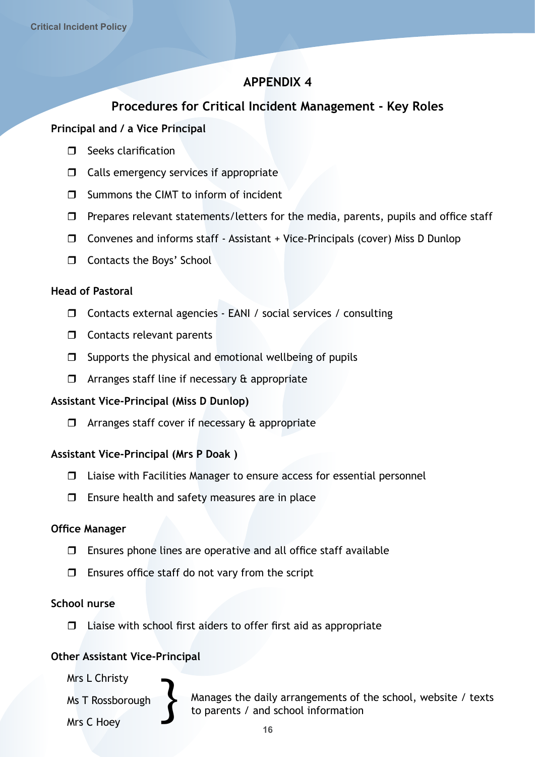## APPENDIX 4

## Procedures for Critical Incident Management - Key Roles

**Principal and / a Vice Principal**

- ❒ Seeks clarification
- ❒ Calls emergency services if appropriate
- ❒ Summons the CIMT to inform of incident
- ❒ Prepares relevant statements/letters for the media, parents, pupils and office staff
- ❒ Convenes and informs staff - Assistant + Vice-Principals (cover) Miss D Dunlop
- ❒ Contacts the Boys' School

**Head of Pastoral**

- ❒ Contacts external agencies - EANI / social services / consulting
- ❒ Contacts relevant parents
- ❒ Supports the physical and emotional wellbeing of pupils
- ❒ Arranges staff line if necessary & appropriate

**Assistant Vice-Principal (Miss D Dunlop)**

- ❒ Arranges staff cover if necessary & appropriate

**Assistant Vice-Principal (Mrs P Doak )**

- ❒ Liaise with Facilities Manager to ensure access for essential personnel
- ❒ Ensure health and safety measures are in place

**Office Manager**

- ❒ Ensures phone lines are operative and all office staff available
- ❒ Ensures office staff do not vary from the script

**School nurse**

- ❒ Liaise with school first aiders to offer first aid as appropriate

**Other Assistant Vice-Principal**

Mrs L Christy
Ms T Rossborough
Mrs C Hoey

} Manages the daily arrangements of the school, website / texts to parents / and school information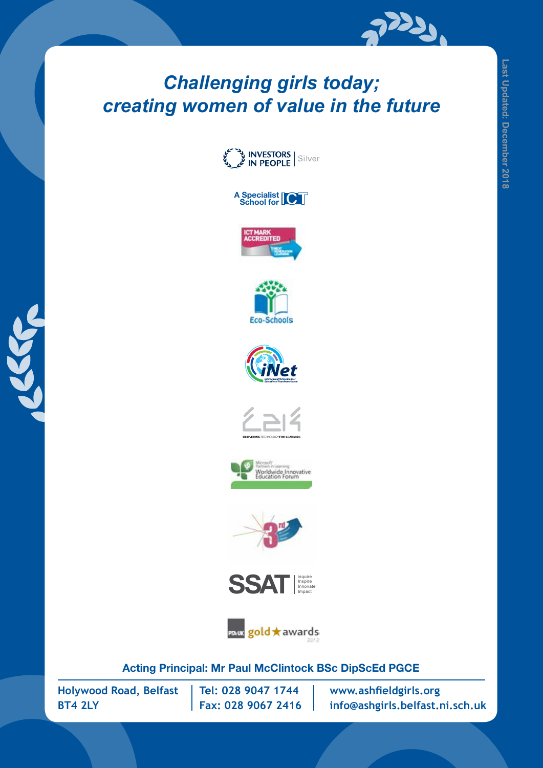*Challenging girls today; creating women of value in the future*

INVESTORS IN PEOPLE | Silver

A Specialist School for ICT

ICT MARK ACCREDITED

Eco-Schools

iNet

DELIVERING TECHNOLOGY FOR LEARNING

Microsoft Partners in Learning Worldwide Innovative Education Forum

SSAT | Inquire Inspire Innovate Impact

PTA-UK gold awards 2012

**Acting Principal: Mr Paul McClintock BSc DipScEd PGCE**

Holywood Road, Belfast
BT4 2LY

Tel: 028 9047 1744
Fax: 028 9067 2416

www.ashfieldgirls.org
info@ashgirls.belfast.ni.sch.uk

Last Updated: December 2018